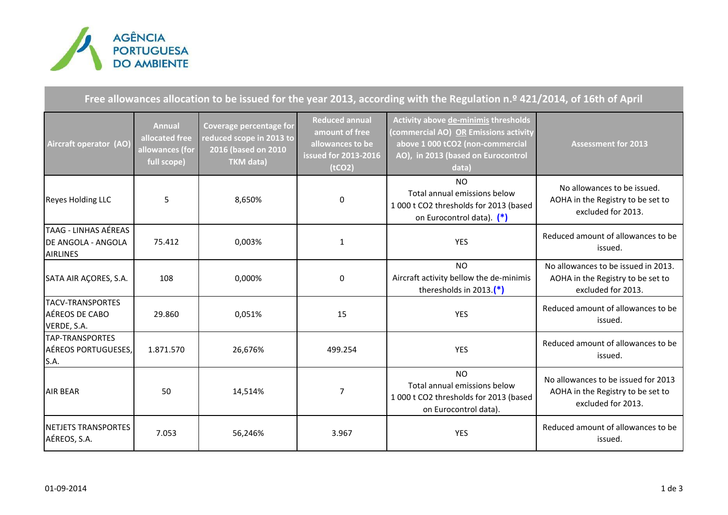AGÊNCIA PORTUGUESA DO AMBIENTE

## Free allowances allocation to be issued for the year 2013, according with the Regulation n.º 421/2014, of 16th of April

| Aircraft operator (AO) | Annual allocated free allowances (for full scope) | Coverage percentage for reduced scope in 2013 to 2016 (based on 2010 TKM data) | Reduced annual amount of free allowances to be issued for 2013-2016 ($tCO_2$) | Activity above de-minimis thresholds (commercial AO) OR Emissions activity above 1 000 $tCO_2$ (non-commercial AO), in 2013 (based on Eurocontrol data) | Assessment for 2013 |
|---|---|---|---|---|---|
| Reyes Holding LLC | 5 | 8,650% | 0 | NO<br>Total annual emissions below 1 000 t $CO_2$ thresholds for 2013 (based on Eurocontrol data). (*) | No allowances to be issued. AOHA in the Registry to be set to excluded for 2013. |
| TAAG - LINHAS AÉREAS DE ANGOLA - ANGOLA AIRLINES | 75.412 | 0,003% | 1 | YES | Reduced amount of allowances to be issued. |
| SATA AIR AÇORES, S.A. | 108 | 0,000% | 0 | NO<br>Aircraft activity bellow the de-minimis theresholds in 2013.(*) | No allowances to be issued in 2013. AOHA in the Registry to be set to excluded for 2013. |
| TACV-TRANSPORTES AÉREOS DE CABO VERDE, S.A. | 29.860 | 0,051% | 15 | YES | Reduced amount of allowances to be issued. |
| TAP-TRANSPORTES AÉREOS PORTUGUESES, S.A. | 1.871.570 | 26,676% | 499.254 | YES | Reduced amount of allowances to be issued. |
| AIR BEAR | 50 | 14,514% | 7 | NO<br>Total annual emissions below 1 000 t $CO_2$ thresholds for 2013 (based on Eurocontrol data). | No allowances to be issued for 2013 AOHA in the Registry to be set to excluded for 2013. |
| NETJETS TRANSPORTES AÉREOS, S.A. | 7.053 | 56,246% | 3.967 | YES | Reduced amount of allowances to be issued. |

01-09-2014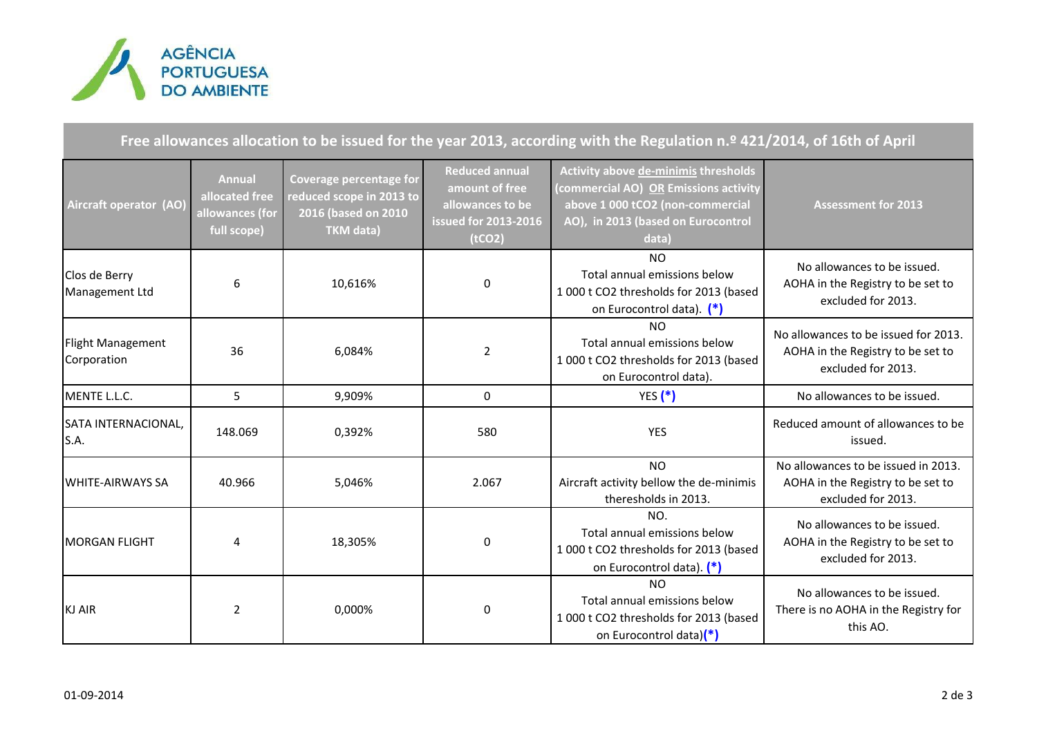AGÊNCIA PORTUGUESA DO AMBIENTE

## Free allowances allocation to be issued for the year 2013, according with the Regulation n.º 421/2014, of 16th of April

| Aircraft operator (AO) | Annual allocated free allowances (for full scope) | Coverage percentage for reduced scope in 2013 to 2016 (based on 2010 TKM data) | Reduced annual amount of free allowances to be issued for 2013-2016 (tCO2) | Activity above de-minimis thresholds (commercial AO) OR Emissions activity above 1 000 tCO2 (non-commercial AO), in 2013 (based on Eurocontrol data) | Assessment for 2013 |
|---|---|---|---|---|---|
| Clos de Berry Management Ltd | 6 | 10,616% | 0 | NO Total annual emissions below 1 000 t CO2 thresholds for 2013 (based on Eurocontrol data). (*) | No allowances to be issued. AOHA in the Registry to be set to excluded for 2013. |
| Flight Management Corporation | 36 | 6,084% | 2 | NO Total annual emissions below 1 000 t CO2 thresholds for 2013 (based on Eurocontrol data). | No allowances to be issued for 2013. AOHA in the Registry to be set to excluded for 2013. |
| MENTE L.L.C. | 5 | 9,909% | 0 | YES (*) | No allowances to be issued. |
| SATA INTERNACIONAL, S.A. | 148.069 | 0,392% | 580 | YES | Reduced amount of allowances to be issued. |
| WHITE-AIRWAYS SA | 40.966 | 5,046% | 2.067 | NO Aircraft activity bellow the de-minimis theresholds in 2013. | No allowances to be issued in 2013. AOHA in the Registry to be set to excluded for 2013. |
| MORGAN FLIGHT | 4 | 18,305% | 0 | NO. Total annual emissions below 1 000 t CO2 thresholds for 2013 (based on Eurocontrol data). (*) | No allowances to be issued. AOHA in the Registry to be set to excluded for 2013. |
| KJ AIR | 2 | 0,000% | 0 | NO Total annual emissions below 1 000 t CO2 thresholds for 2013 (based on Eurocontrol data)(*) | No allowances to be issued. There is no AOHA in the Registry for this AO. |

01-09-2014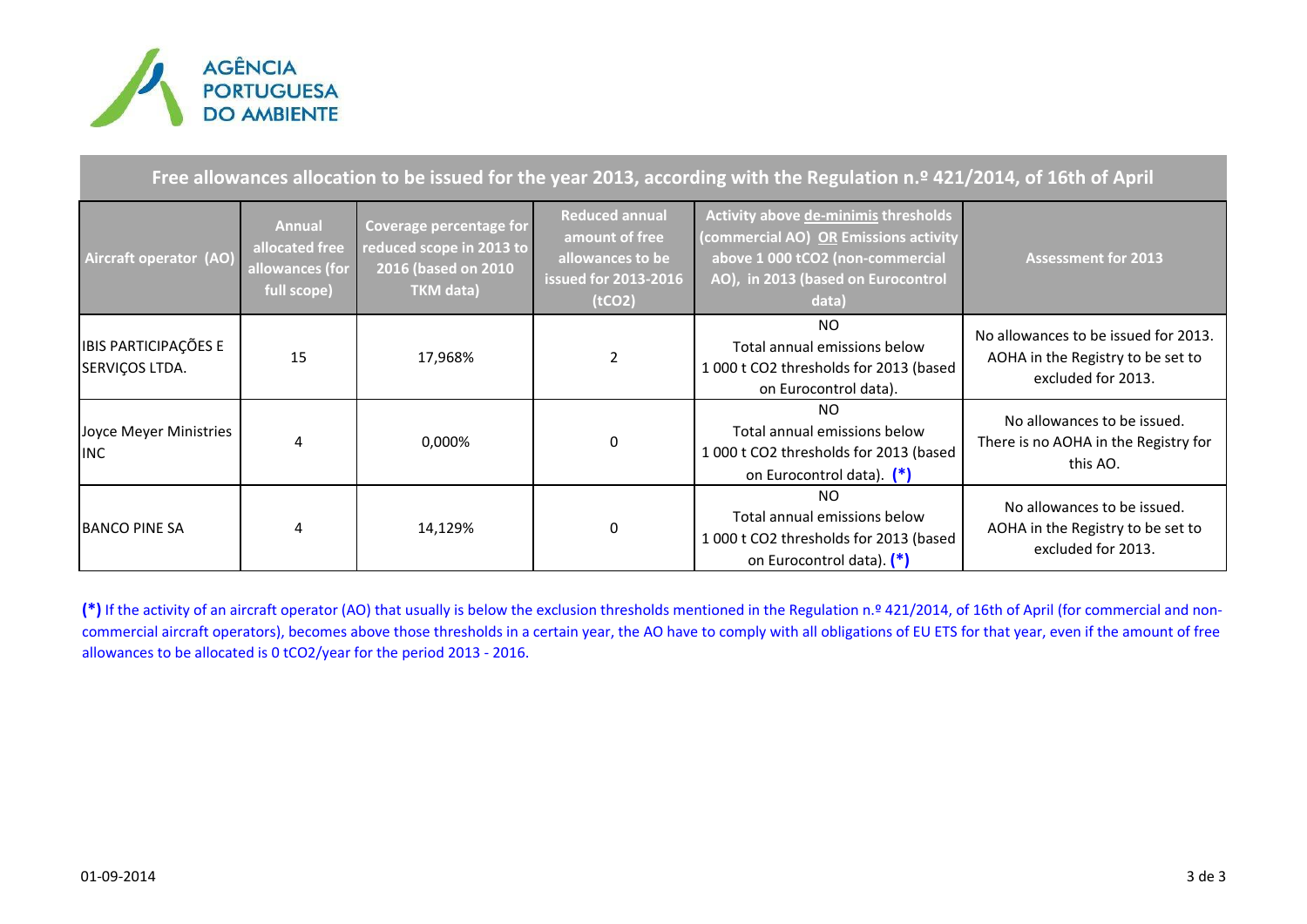AGÊNCIA PORTUGUESA DO AMBIENTE

## Free allowances allocation to be issued for the year 2013, according with the Regulation n.º 421/2014, of 16th of April

| Aircraft operator (AO) | Annual allocated free allowances (for full scope) | Coverage percentage for reduced scope in 2013 to 2016 (based on 2010 TKM data) | Reduced annual amount of free allowances to be issued for 2013-2016 (tCO2) | Activity above de-minimis thresholds (commercial AO) OR Emissions activity above 1 000 tCO2 (non-commercial AO), in 2013 (based on Eurocontrol data) | Assessment for 2013 |
|---|---|---|---|---|---|
| IBIS PARTICIPAÇÕES E SERVIÇOS LTDA. | 15 | 17,968% | 2 | NO Total annual emissions below 1 000 t CO2 thresholds for 2013 (based on Eurocontrol data). | No allowances to be issued for 2013. AOHA in the Registry to be set to excluded for 2013. |
| Joyce Meyer Ministries INC | 4 | 0,000% | 0 | NO Total annual emissions below 1 000 t CO2 thresholds for 2013 (based on Eurocontrol data). (*) | No allowances to be issued. There is no AOHA in the Registry for this AO. |
| BANCO PINE SA | 4 | 14,129% | 0 | NO Total annual emissions below 1 000 t CO2 thresholds for 2013 (based on Eurocontrol data). (*) | No allowances to be issued. AOHA in the Registry to be set to excluded for 2013. |

**(*)** If the activity of an aircraft operator (AO) that usually is below the exclusion thresholds mentioned in the Regulation n.º 421/2014, of 16th of April (for commercial and non-commercial aircraft operators), becomes above those thresholds in a certain year, the AO have to comply with all obligations of EU ETS for that year, even if the amount of free allowances to be allocated is 0 tCO2/year for the period 2013 - 2016.

01-09-2014